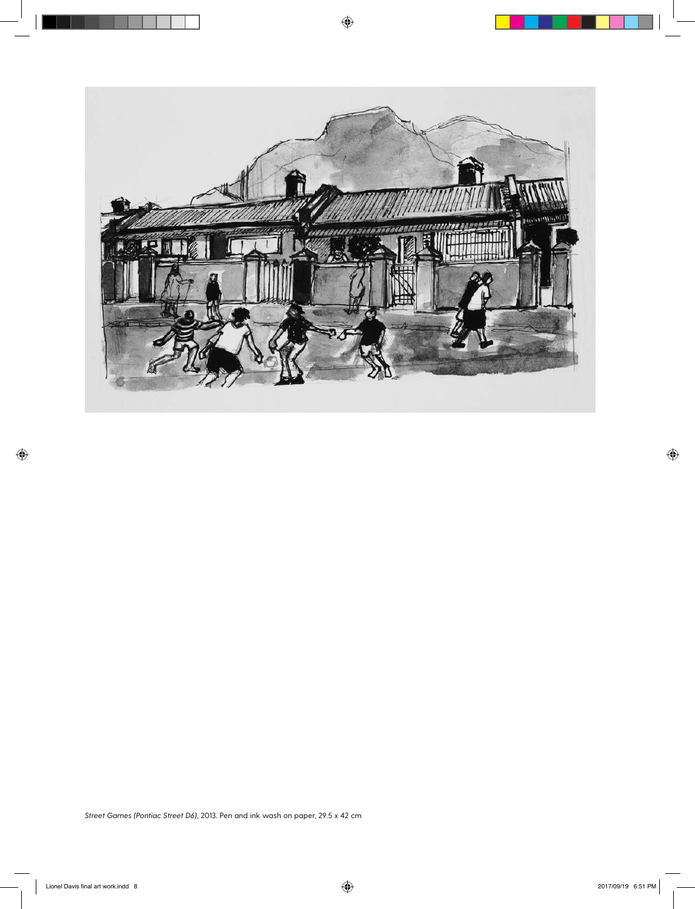*Street Games (Pontiac Street D6)*, 2013. Pen and ink wash on paper, 29.5 x 42 cm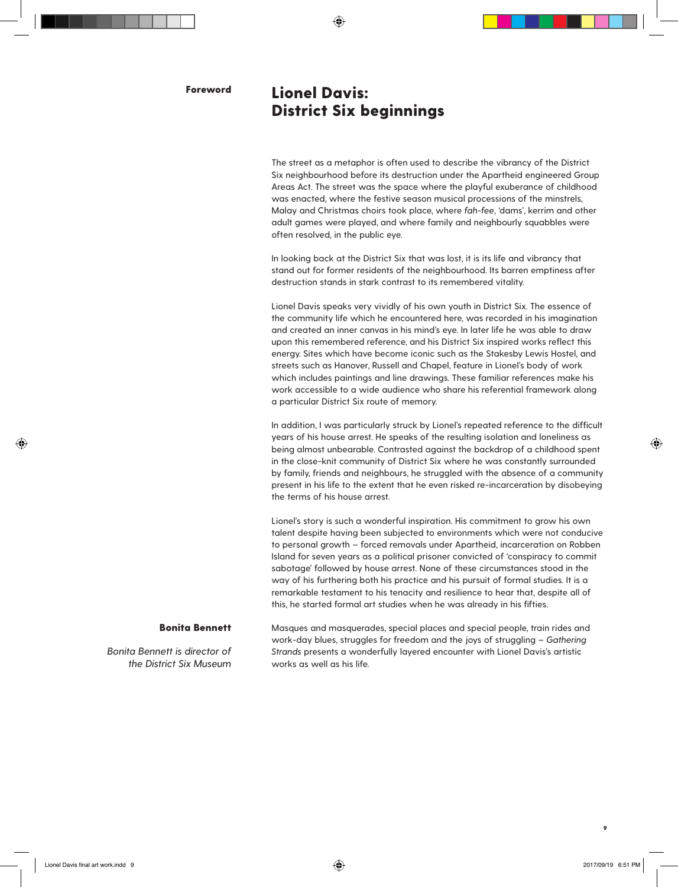**Foreword**

# Lionel Davis: District Six beginnings

The street as a metaphor is often used to describe the vibrancy of the District Six neighbourhood before its destruction under the Apartheid engineered Group Areas Act. The street was the space where the playful exuberance of childhood was enacted, where the festive season musical processions of the minstrels, Malay and Christmas choirs took place, where *fah-fee*, 'dams', kerrim and other adult games were played, and where family and neighbourly squabbles were often resolved, in the public eye.

In looking back at the District Six that was lost, it is its life and vibrancy that stand out for former residents of the neighbourhood. Its barren emptiness after destruction stands in stark contrast to its remembered vitality.

Lionel Davis speaks very vividly of his own youth in District Six. The essence of the community life which he encountered here, was recorded in his imagination and created an inner canvas in his mind's eye. In later life he was able to draw upon this remembered reference, and his District Six inspired works reflect this energy. Sites which have become iconic such as the Stakesby Lewis Hostel, and streets such as Hanover, Russell and Chapel, feature in Lionel's body of work which includes paintings and line drawings. These familiar references make his work accessible to a wide audience who share his referential framework along a particular District Six route of memory.

In addition, I was particularly struck by Lionel's repeated reference to the difficult years of his house arrest. He speaks of the resulting isolation and loneliness as being almost unbearable. Contrasted against the backdrop of a childhood spent in the close-knit community of District Six where he was constantly surrounded by family, friends and neighbours, he struggled with the absence of a community present in his life to the extent that he even risked re-incarceration by disobeying the terms of his house arrest.

Lionel's story is such a wonderful inspiration. His commitment to grow his own talent despite having been subjected to environments which were not conducive to personal growth – forced removals under Apartheid, incarceration on Robben Island for seven years as a political prisoner convicted of 'conspiracy to commit sabotage' followed by house arrest. None of these circumstances stood in the way of his furthering both his practice and his pursuit of formal studies. It is a remarkable testament to his tenacity and resilience to hear that, despite all of this, he started formal art studies when he was already in his fifties.

Masques and masquerades, special places and special people, train rides and work-day blues, struggles for freedom and the joys of struggling – *Gathering Strands* presents a wonderfully layered encounter with Lionel Davis's artistic works as well as his life.

**Bonita Bennett**

*Bonita Bennett is director of the District Six Museum*